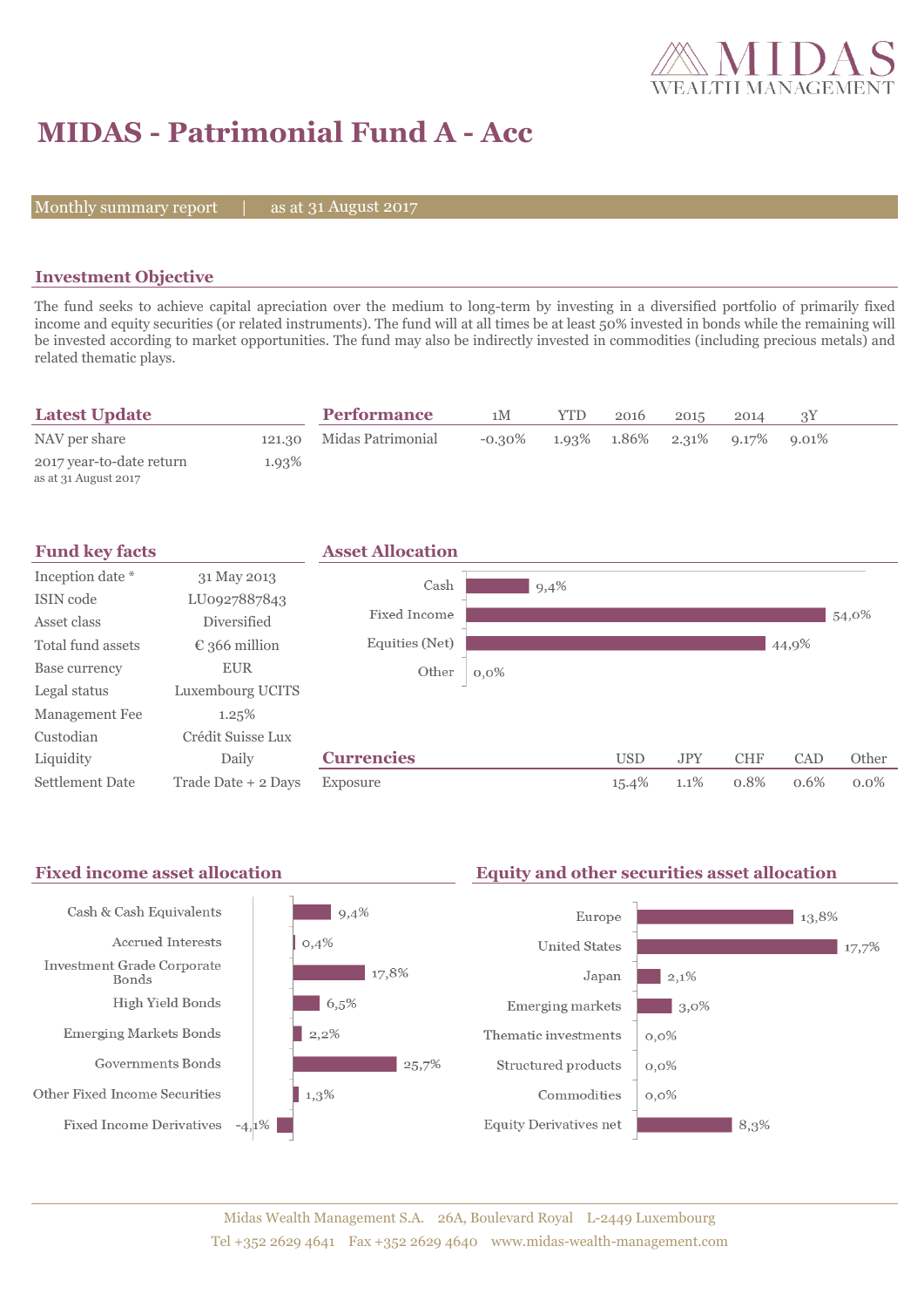# MIDAS - Patrimonial Fund A - Acc

Monthly summary report | as at 31 August 2017

## Investment Objective

The fund seeks to achieve capital apreciation over the medium to long-term by investing in a diversified portfolio of primarily fixed income and equity securities (or related instruments). The fund will at all times be at least 50% invested in bonds while the remaining will be invested according to market opportunities. The fund may also be indirectly invested in commodities (including precious metals) and related thematic plays.

## Latest Update

| | |
|---|---|
| NAV per share | 121.30 |
| 2017 year-to-date return<br>as at 31 August 2017 | 1.93% |

## Performance

| | 1M | YTD | 2016 | 2015 | 2014 | 3Y |
|---|---|---|---|---|---|---|
| Midas Patrimonial | -0.30% | 1.93% | 1.86% | 2.31% | 9.17% | 9.01% |

## Fund key facts

| | |
|---|---|
| Inception date * | 31 May 2013 |
| ISIN code | LU0927887843 |
| Asset class | Diversified |
| Total fund assets | € 366 million |
| Base currency | EUR |
| Legal status | Luxembourg UCITS |
| Management Fee | 1.25% |
| Custodian | Crédit Suisse Lux |
| Liquidity | Daily |
| Settlement Date | Trade Date + 2 Days |

## Asset Allocation

| | |
|---|---|
| Cash | 9,4% |
| Fixed Income | 54,0% |
| Equities (Net) | 44,9% |
| Other | 0,0% |

## Currencies

| | USD | JPY | CHF | CAD | Other |
|---|---|---|---|---|---|
| Exposure | 15.4% | 1.1% | 0.8% | 0.6% | 0.0% |

## Fixed income asset allocation

| | |
|---|---|
| Cash & Cash Equivalents | 9,4% |
| Accrued Interests | 0,4% |
| Investment Grade Corporate Bonds | 17,8% |
| High Yield Bonds | 6,5% |
| Emerging Markets Bonds | 2,2% |
| Governments Bonds | 25,7% |
| Other Fixed Income Securities | 1,3% |
| Fixed Income Derivatives | -4,1% |

## Equity and other securities asset allocation

| | |
|---|---|
| Europe | 13,8% |
| United States | 17,7% |
| Japan | 2,1% |
| Emerging markets | 3,0% |
| Thematic investments | 0,0% |
| Structured products | 0,0% |
| Commodities | 0,0% |
| Equity Derivatives net | 8,3% |

Midas Wealth Management S.A. 26A, Boulevard Royal L-2449 Luxembourg
Tel +352 2629 4641 Fax +352 2629 4640 www.midas-wealth-management.com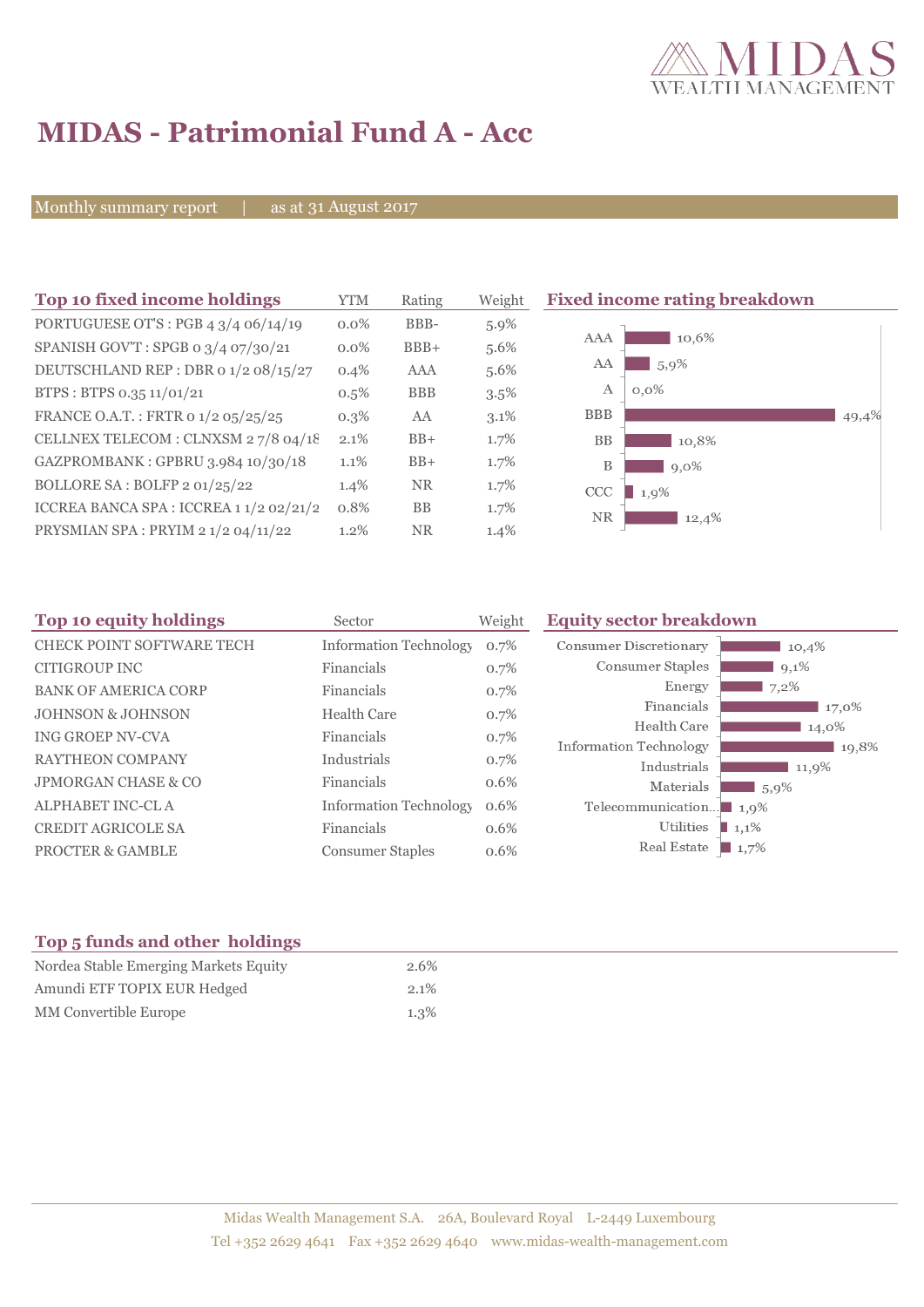# MIDAS - Patrimonial Fund A - Acc

Monthly summary report | as at 31 August 2017

## Top 10 fixed income holdings

| Top 10 fixed income holdings | YTM | Rating | Weight |
|---|---|---|---|
| PORTUGUESE OT'S : PGB 4 3/4 06/14/19 | 0.0% | BBB- | 5.9% |
| SPANISH GOV'T : SPGB 0 3/4 07/30/21 | 0.0% | BBB+ | 5.6% |
| DEUTSCHLAND REP : DBR 0 1/2 08/15/27 | 0.4% | AAA | 5.6% |
| BTPS : BTPS 0.35 11/01/21 | 0.5% | BBB | 3.5% |
| FRANCE O.A.T. : FRTR 0 1/2 05/25/25 | 0.3% | AA | 3.1% |
| CELLNEX TELECOM : CLNXSM 2 7/8 04/18 | 2.1% | BB+ | 1.7% |
| GAZPROMBANK : GPBRU 3.984 10/30/18 | 1.1% | BB+ | 1.7% |
| BOLLORE SA : BOLFP 2 01/25/22 | 1.4% | NR | 1.7% |
| ICCREA BANCA SPA : ICCREA 1 1/2 02/21/2 | 0.8% | BB | 1.7% |
| PRYSMIAN SPA : PRYIM 2 1/2 04/11/22 | 1.2% | NR | 1.4% |

## Fixed income rating breakdown

| Rating | Weight |
|---|---|
| AAA | 10,6% |
| AA | 5,9% |
| A | 0,0% |
| BBB | 49,4% |
| BB | 10,8% |
| B | 9,0% |
| CCC | 1,9% |
| NR | 12,4% |

## Top 10 equity holdings

| Top 10 equity holdings | Sector | Weight |
|---|---|---|
| CHECK POINT SOFTWARE TECH | Information Technology | 0.7% |
| CITIGROUP INC | Financials | 0.7% |
| BANK OF AMERICA CORP | Financials | 0.7% |
| JOHNSON & JOHNSON | Health Care | 0.7% |
| ING GROEP NV-CVA | Financials | 0.7% |
| RAYTHEON COMPANY | Industrials | 0.7% |
| JPMORGAN CHASE & CO | Financials | 0.6% |
| ALPHABET INC-CL A | Information Technology | 0.6% |
| CREDIT AGRICOLE SA | Financials | 0.6% |
| PROCTER & GAMBLE | Consumer Staples | 0.6% |

## Equity sector breakdown

| Sector | Weight |
|---|---|
| Consumer Discretionary | 10,4% |
| Consumer Staples | 9,1% |
| Energy | 7,2% |
| Financials | 17,0% |
| Health Care | 14,0% |
| Information Technology | 19,8% |
| Industrials | 11,9% |
| Materials | 5,9% |
| Telecommunication... | 1,9% |
| Utilities | 1,1% |
| Real Estate | 1,7% |

## Top 5 funds and other holdings

| Top 5 funds and other holdings | |
|---|---|
| Nordea Stable Emerging Markets Equity | 2.6% |
| Amundi ETF TOPIX EUR Hedged | 2.1% |
| MM Convertible Europe | 1.3% |

Midas Wealth Management S.A. 26A, Boulevard Royal L-2449 Luxembourg
Tel +352 2629 4641 Fax +352 2629 4640 www.midas-wealth-management.com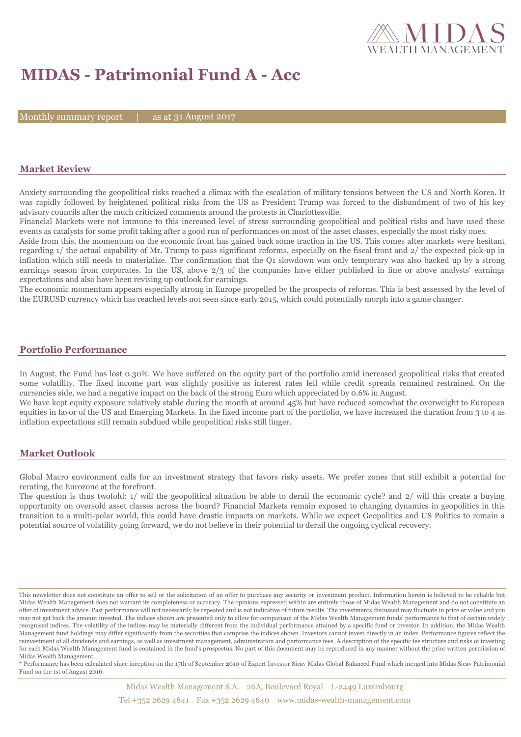# MIDAS - Patrimonial Fund A - Acc

Monthly summary report | as at 31 August 2017

## Market Review

Anxiety surrounding the geopolitical risks reached a climax with the escalation of military tensions between the US and North Korea. It was rapidly followed by heightened political risks from the US as President Trump was forced to the disbandment of two of his key advisory councils after the much criticized comments around the protests in Charlottesville.

Financial Markets were not immune to this increased level of stress surrounding geopolitical and political risks and have used these events as catalysts for some profit taking after a good run of performances on most of the asset classes, especially the most risky ones.

Aside from this, the momentum on the economic front has gained back some traction in the US. This comes after markets were hesitant regarding 1/ the actual capability of Mr. Trump to pass significant reforms, especially on the fiscal front and 2/ the expected pick-up in inflation which still needs to materialize. The confirmation that the Q1 slowdown was only temporary was also backed up by a strong earnings season from corporates. In the US, above 2/3 of the companies have either published in line or above analysts' earnings expectations and also have been revising up outlook for earnings.

The economic momentum appears especially strong in Europe propelled by the prospects of reforms. This is best assessed by the level of the EURUSD currency which has reached levels not seen since early 2015, which could potentially morph into a game changer.

## Portfolio Performance

In August, the Fund has lost 0.30%. We have suffered on the equity part of the portfolio amid increased geopolitical risks that created some volatility. The fixed income part was slightly positive as interest rates fell while credit spreads remained restrained. On the currencies side, we had a negative impact on the back of the strong Euro which appreciated by 0.6% in August.

We have kept equity exposure relatively stable during the month at around 45% but have reduced somewhat the overweight to European equities in favor of the US and Emerging Markets. In the fixed income part of the portfolio, we have increased the duration from 3 to 4 as inflation expectations still remain subdued while geopolitical risks still linger.

## Market Outlook

Global Macro environment calls for an investment strategy that favors risky assets. We prefer zones that still exhibit a potential for rerating, the Eurozone at the forefront.

The question is thus twofold: 1/ will the geopolitical situation be able to derail the economic cycle? and 2/ will this create a buying opportunity on oversold asset classes across the board? Financial Markets remain exposed to changing dynamics in geopolitics in this transition to a multi-polar world, this could have drastic impacts on markets. While we expect Geopolitics and US Politics to remain a potential source of volatility going forward, we do not believe in their potential to derail the ongoing cyclical recovery.

This newsletter does not constitute an offer to sell or the solicitation of an offer to purchase any security or investment product. Information herein is believed to be reliable but Midas Wealth Management does not warrant its completeness or accuracy. The opinions expressed within are entirely those of Midas Wealth Management and do not constitute an offer of investment advice. Past performance will not necessarily be repeated and is not indicative of future results. The investments discussed may fluctuate in price or value and you may not get back the amount invested. The indices shown are presented only to allow for comparison of the Midas Wealth Management funds' performance to that of certain widely recognised indices. The volatility of the indices may be materially different from the individual performance attained by a specific fund or investor. In addition, the Midas Wealth Management fund holdings may differ significantly from the securities that comprise the indices shown. Investors cannot invest directly in an index. Performance figures reflect the reinvestment of all dividends and earnings, as well as investment management, administration and performance fees. A description of the specific fee structure and risks of investing for each Midas Wealth Management fund is contained in the fund's prospectus. No part of this document may be reproduced in any manner without the prior written permission of Midas Wealth Management.

* Performance has been calculated since inception on the 17th of September 2010 of Expert Investor Sicav Midas Global Balanced Fund which merged into Midas Sicav Patrimonial Fund on the 1st of August 2016.

Midas Wealth Management S.A. 26A, Boulevard Royal L-2449 Luxembourg
Tel +352 2629 4641 Fax +352 2629 4640 www.midas-wealth-management.com